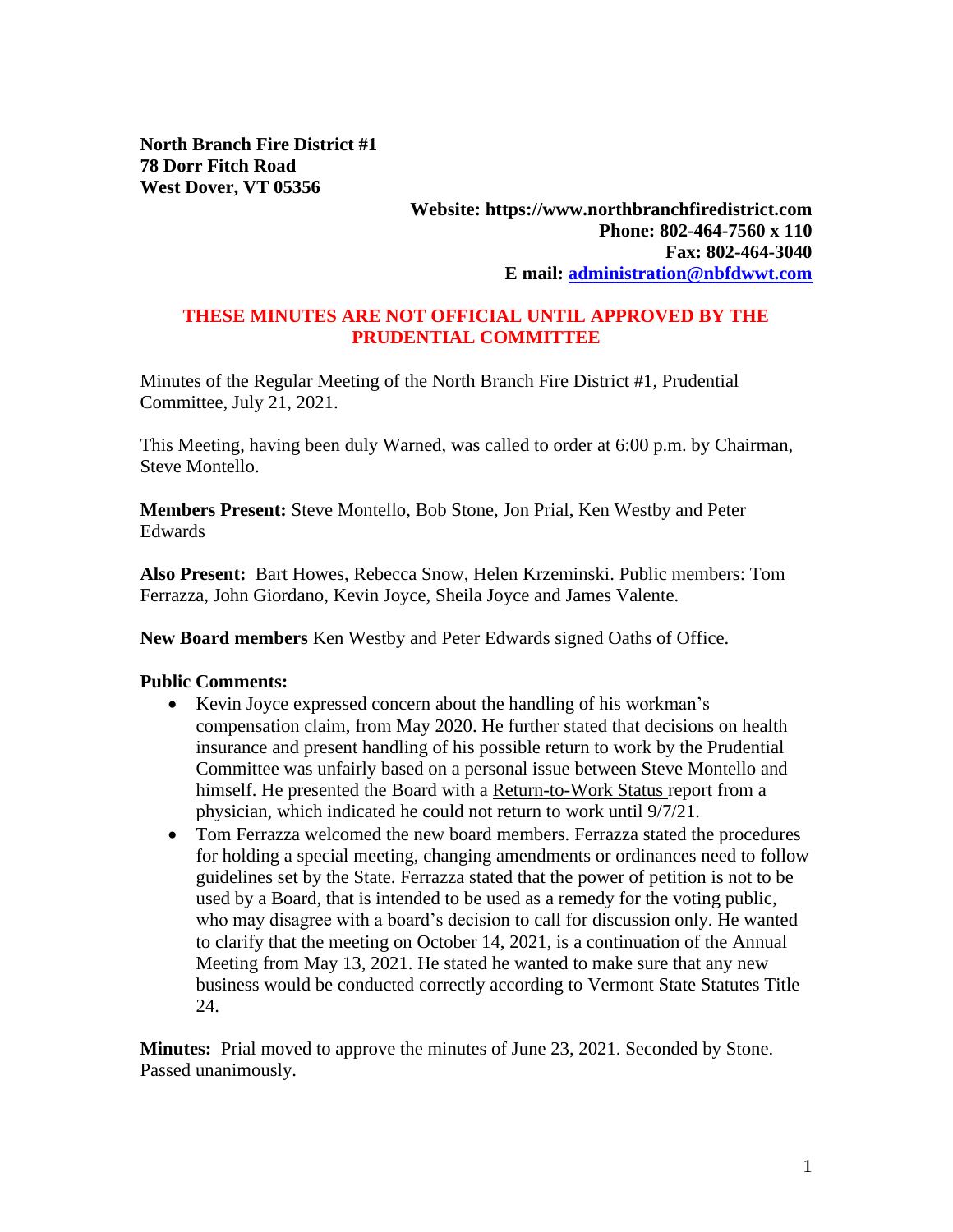**North Branch Fire District #1**
**78 Dorr Fitch Road**
**West Dover, VT 05356**

**Website: https://www.northbranchfiredistrict.com**
**Phone: 802-464-7560 x 110**
**Fax: 802-464-3040**
**E mail: administration@nbfdwwt.com**

**THESE MINUTES ARE NOT OFFICIAL UNTIL APPROVED BY THE PRUDENTIAL COMMITTEE**

Minutes of the Regular Meeting of the North Branch Fire District #1, Prudential Committee, July 21, 2021.

This Meeting, having been duly Warned, was called to order at 6:00 p.m. by Chairman, Steve Montello.

**Members Present:** Steve Montello, Bob Stone, Jon Prial, Ken Westby and Peter Edwards

**Also Present:** Bart Howes, Rebecca Snow, Helen Krzeminski. Public members: Tom Ferrazza, John Giordano, Kevin Joyce, Sheila Joyce and James Valente.

**New Board members** Ken Westby and Peter Edwards signed Oaths of Office.

**Public Comments:**

- Kevin Joyce expressed concern about the handling of his workman's compensation claim, from May 2020. He further stated that decisions on health insurance and present handling of his possible return to work by the Prudential Committee was unfairly based on a personal issue between Steve Montello and himself. He presented the Board with a Return-to-Work Status report from a physician, which indicated he could not return to work until 9/7/21.
- Tom Ferrazza welcomed the new board members. Ferrazza stated the procedures for holding a special meeting, changing amendments or ordinances need to follow guidelines set by the State. Ferrazza stated that the power of petition is not to be used by a Board, that is intended to be used as a remedy for the voting public, who may disagree with a board's decision to call for discussion only. He wanted to clarify that the meeting on October 14, 2021, is a continuation of the Annual Meeting from May 13, 2021. He stated he wanted to make sure that any new business would be conducted correctly according to Vermont State Statutes Title 24.

**Minutes:** Prial moved to approve the minutes of June 23, 2021. Seconded by Stone. Passed unanimously.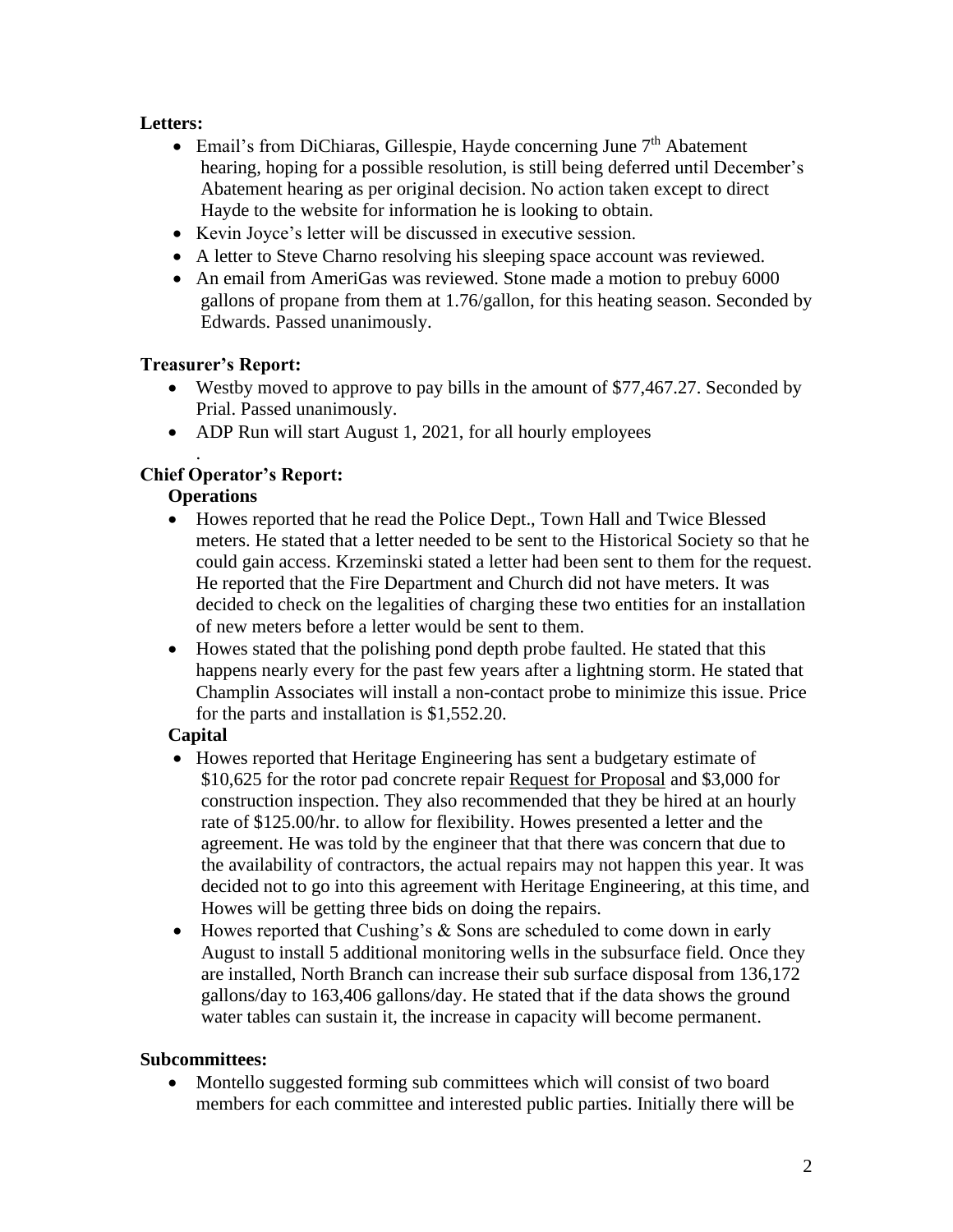**Letters:**

- Email's from DiChiaras, Gillespie, Hayde concerning June 7th Abatement hearing, hoping for a possible resolution, is still being deferred until December's Abatement hearing as per original decision. No action taken except to direct Hayde to the website for information he is looking to obtain.
- Kevin Joyce's letter will be discussed in executive session.
- A letter to Steve Charno resolving his sleeping space account was reviewed.
- An email from AmeriGas was reviewed. Stone made a motion to prebuy 6000 gallons of propane from them at 1.76/gallon, for this heating season. Seconded by Edwards. Passed unanimously.

**Treasurer's Report:**

- Westby moved to approve to pay bills in the amount of $77,467.27. Seconded by Prial. Passed unanimously.
- ADP Run will start August 1, 2021, for all hourly employees

.

**Chief Operator's Report:**

**Operations**

- Howes reported that he read the Police Dept., Town Hall and Twice Blessed meters. He stated that a letter needed to be sent to the Historical Society so that he could gain access. Krzeminski stated a letter had been sent to them for the request. He reported that the Fire Department and Church did not have meters. It was decided to check on the legalities of charging these two entities for an installation of new meters before a letter would be sent to them.
- Howes stated that the polishing pond depth probe faulted. He stated that this happens nearly every for the past few years after a lightning storm. He stated that Champlin Associates will install a non-contact probe to minimize this issue. Price for the parts and installation is $1,552.20.

**Capital**

- Howes reported that Heritage Engineering has sent a budgetary estimate of $10,625 for the rotor pad concrete repair Request for Proposal and $3,000 for construction inspection. They also recommended that they be hired at an hourly rate of $125.00/hr. to allow for flexibility. Howes presented a letter and the agreement. He was told by the engineer that that there was concern that due to the availability of contractors, the actual repairs may not happen this year. It was decided not to go into this agreement with Heritage Engineering, at this time, and Howes will be getting three bids on doing the repairs.
- Howes reported that Cushing's & Sons are scheduled to come down in early August to install 5 additional monitoring wells in the subsurface field. Once they are installed, North Branch can increase their sub surface disposal from 136,172 gallons/day to 163,406 gallons/day. He stated that if the data shows the ground water tables can sustain it, the increase in capacity will become permanent.

**Subcommittees:**

- Montello suggested forming sub committees which will consist of two board members for each committee and interested public parties. Initially there will be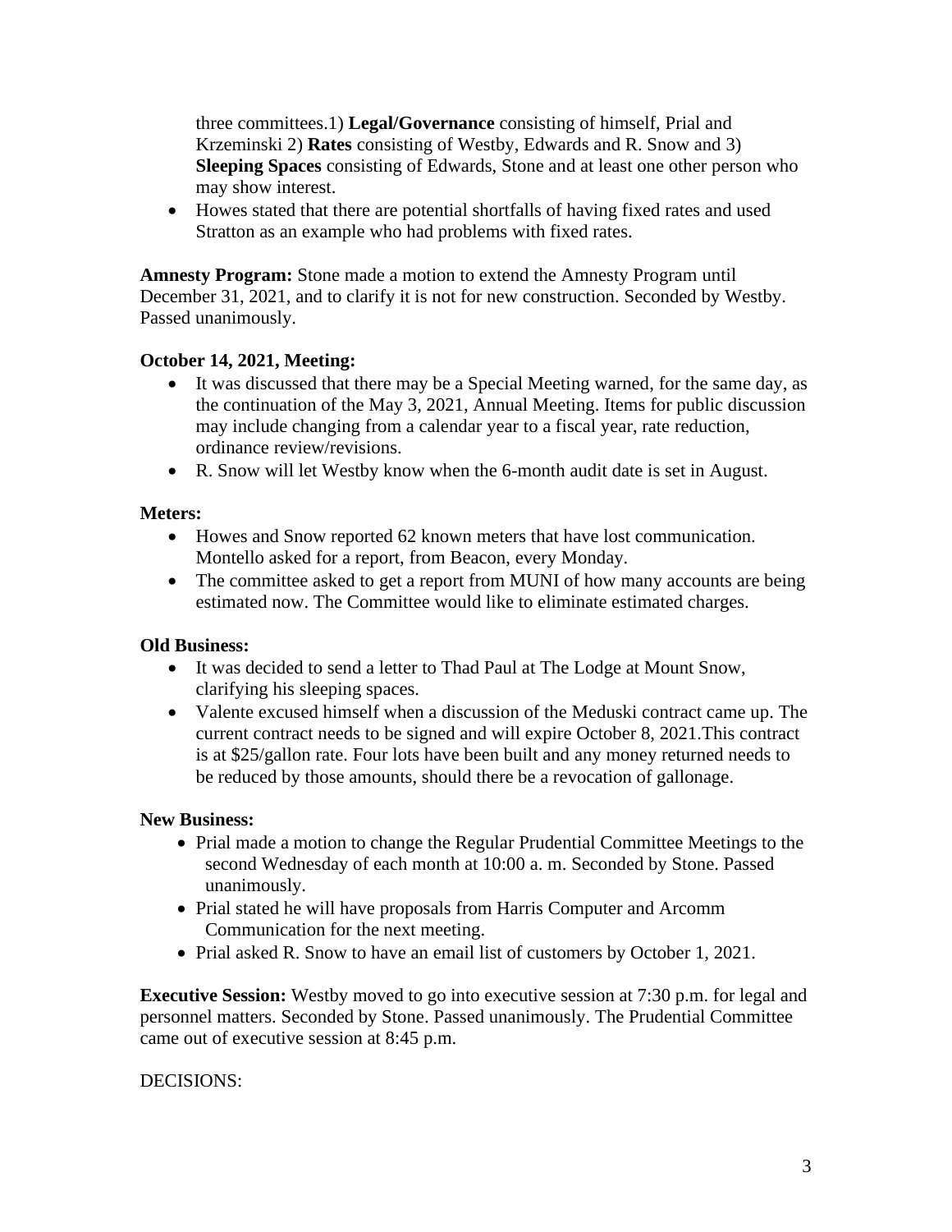three committees.1) **Legal/Governance** consisting of himself, Prial and Krzeminski 2) **Rates** consisting of Westby, Edwards and R. Snow and 3) **Sleeping Spaces** consisting of Edwards, Stone and at least one other person who may show interest.

- Howes stated that there are potential shortfalls of having fixed rates and used Stratton as an example who had problems with fixed rates.

**Amnesty Program:** Stone made a motion to extend the Amnesty Program until December 31, 2021, and to clarify it is not for new construction. Seconded by Westby. Passed unanimously.

**October 14, 2021, Meeting:**

- It was discussed that there may be a Special Meeting warned, for the same day, as the continuation of the May 3, 2021, Annual Meeting. Items for public discussion may include changing from a calendar year to a fiscal year, rate reduction, ordinance review/revisions.
- R. Snow will let Westby know when the 6-month audit date is set in August.

**Meters:**

- Howes and Snow reported 62 known meters that have lost communication. Montello asked for a report, from Beacon, every Monday.
- The committee asked to get a report from MUNI of how many accounts are being estimated now. The Committee would like to eliminate estimated charges.

**Old Business:**

- It was decided to send a letter to Thad Paul at The Lodge at Mount Snow, clarifying his sleeping spaces.
- Valente excused himself when a discussion of the Meduski contract came up. The current contract needs to be signed and will expire October 8, 2021.This contract is at $25/gallon rate. Four lots have been built and any money returned needs to be reduced by those amounts, should there be a revocation of gallonage.

**New Business:**

- Prial made a motion to change the Regular Prudential Committee Meetings to the second Wednesday of each month at 10:00 a. m. Seconded by Stone. Passed unanimously.
- Prial stated he will have proposals from Harris Computer and Arcomm Communication for the next meeting.
- Prial asked R. Snow to have an email list of customers by October 1, 2021.

**Executive Session:** Westby moved to go into executive session at 7:30 p.m. for legal and personnel matters. Seconded by Stone. Passed unanimously. The Prudential Committee came out of executive session at 8:45 p.m.

DECISIONS: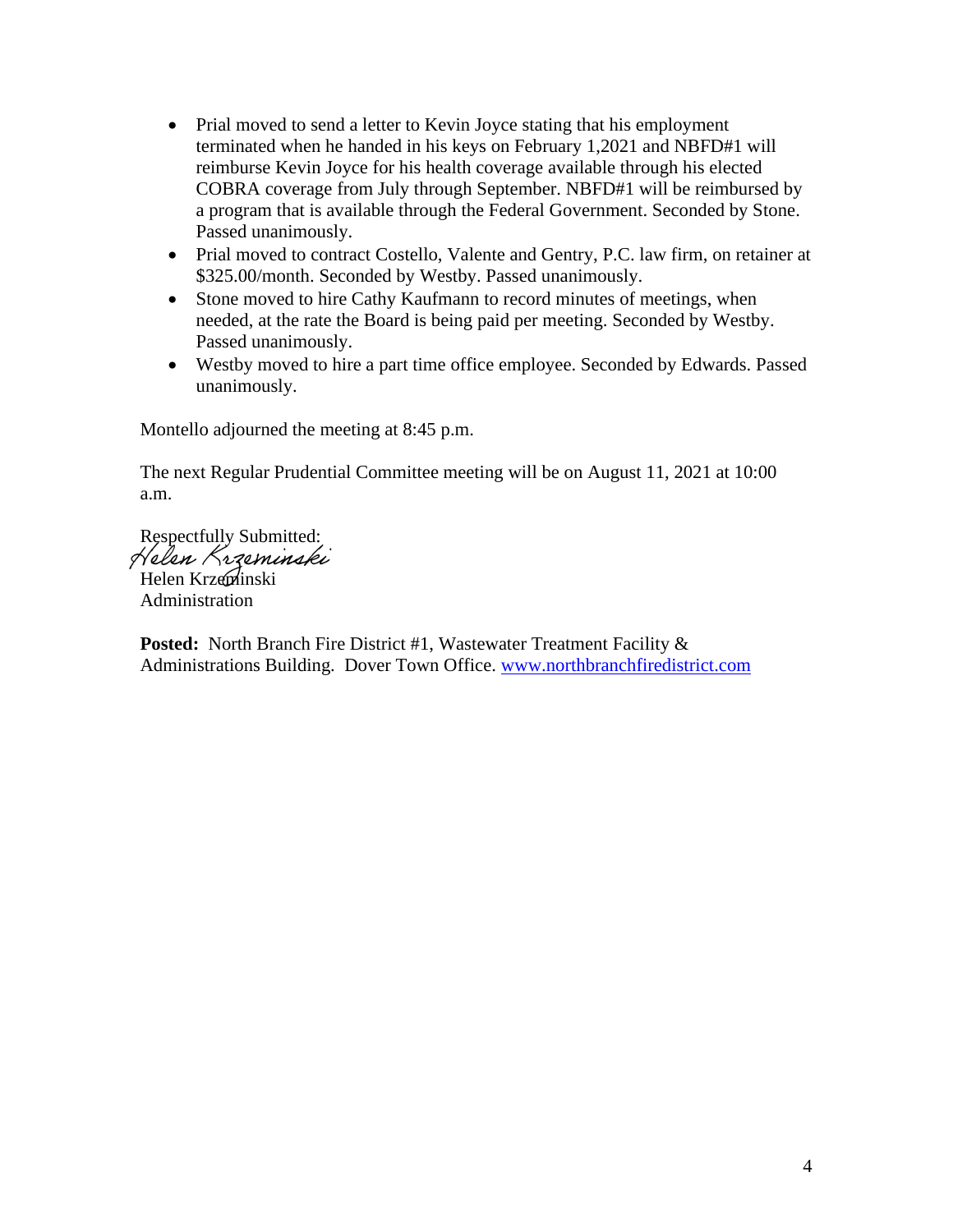- Prial moved to send a letter to Kevin Joyce stating that his employment terminated when he handed in his keys on February 1,2021 and NBFD#1 will reimburse Kevin Joyce for his health coverage available through his elected COBRA coverage from July through September. NBFD#1 will be reimbursed by a program that is available through the Federal Government. Seconded by Stone. Passed unanimously.
- Prial moved to contract Costello, Valente and Gentry, P.C. law firm, on retainer at $325.00/month. Seconded by Westby. Passed unanimously.
- Stone moved to hire Cathy Kaufmann to record minutes of meetings, when needed, at the rate the Board is being paid per meeting. Seconded by Westby. Passed unanimously.
- Westby moved to hire a part time office employee. Seconded by Edwards. Passed unanimously.

Montello adjourned the meeting at 8:45 p.m.

The next Regular Prudential Committee meeting will be on August 11, 2021 at 10:00 a.m.

Respectfully Submitted:
*Helen Krzeminski*
Helen Krzeminski
Administration

**Posted:** North Branch Fire District #1, Wastewater Treatment Facility & Administrations Building. Dover Town Office. www.northbranchfiredistrict.com